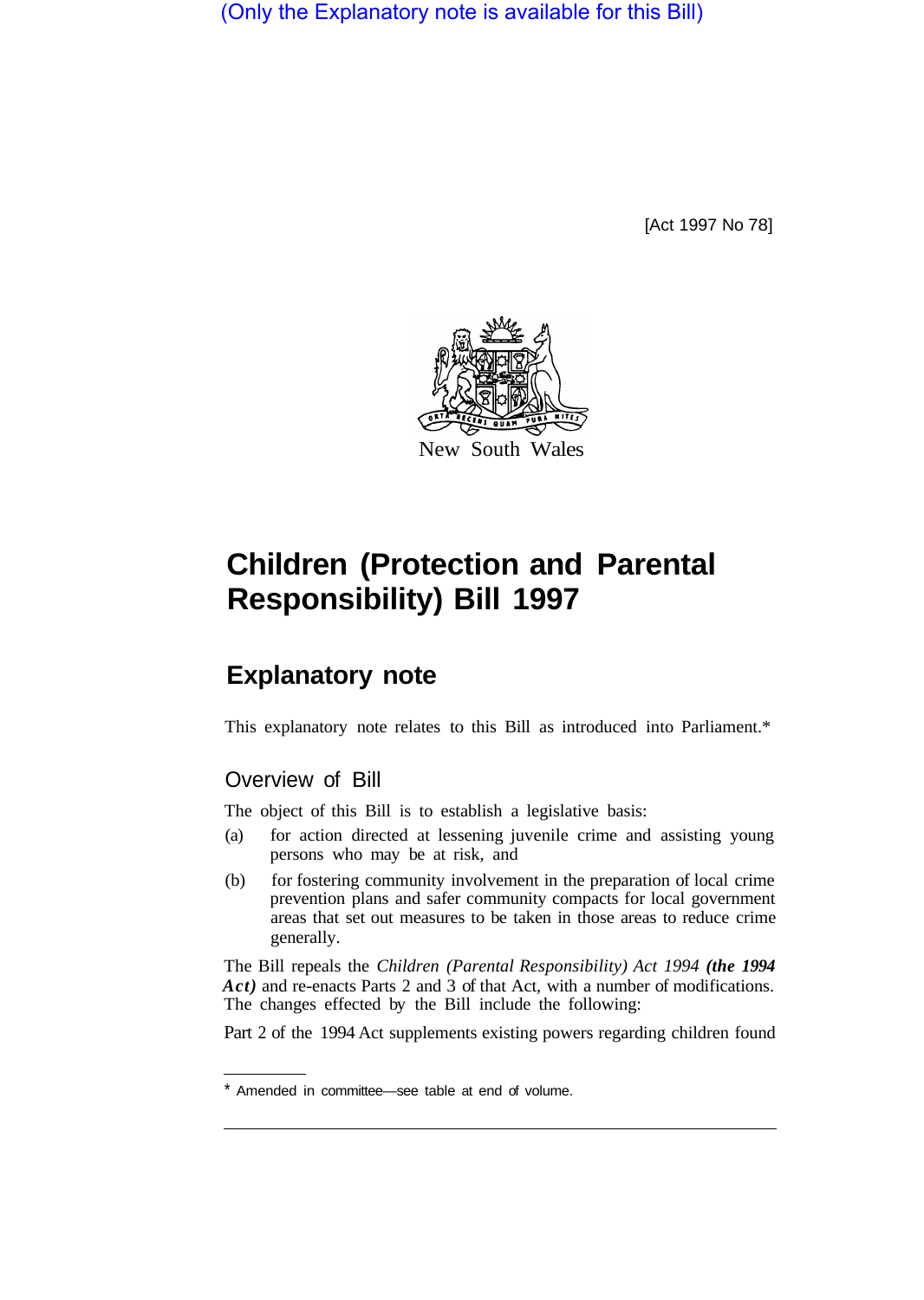(Only the Explanatory note is available for this Bill)

[Act 1997 No 78]

New South Wales

# Children (Protection and Parental Responsibility) Bill 1997

## Explanatory note

This explanatory note relates to this Bill as introduced into Parliament.*

### Overview of Bill

The object of this Bill is to establish a legislative basis:

(a) for action directed at lessening juvenile crime and assisting young persons who may be at risk, and

(b) for fostering community involvement in the preparation of local crime prevention plans and safer community compacts for local government areas that set out measures to be taken in those areas to reduce crime generally.

The Bill repeals the *Children (Parental Responsibility) Act 1994* ***(the 1994 Act)*** and re-enacts Parts 2 and 3 of that Act, with a number of modifications. The changes effected by the Bill include the following:

Part 2 of the 1994 Act supplements existing powers regarding children found

* Amended in committee—see table at end of volume.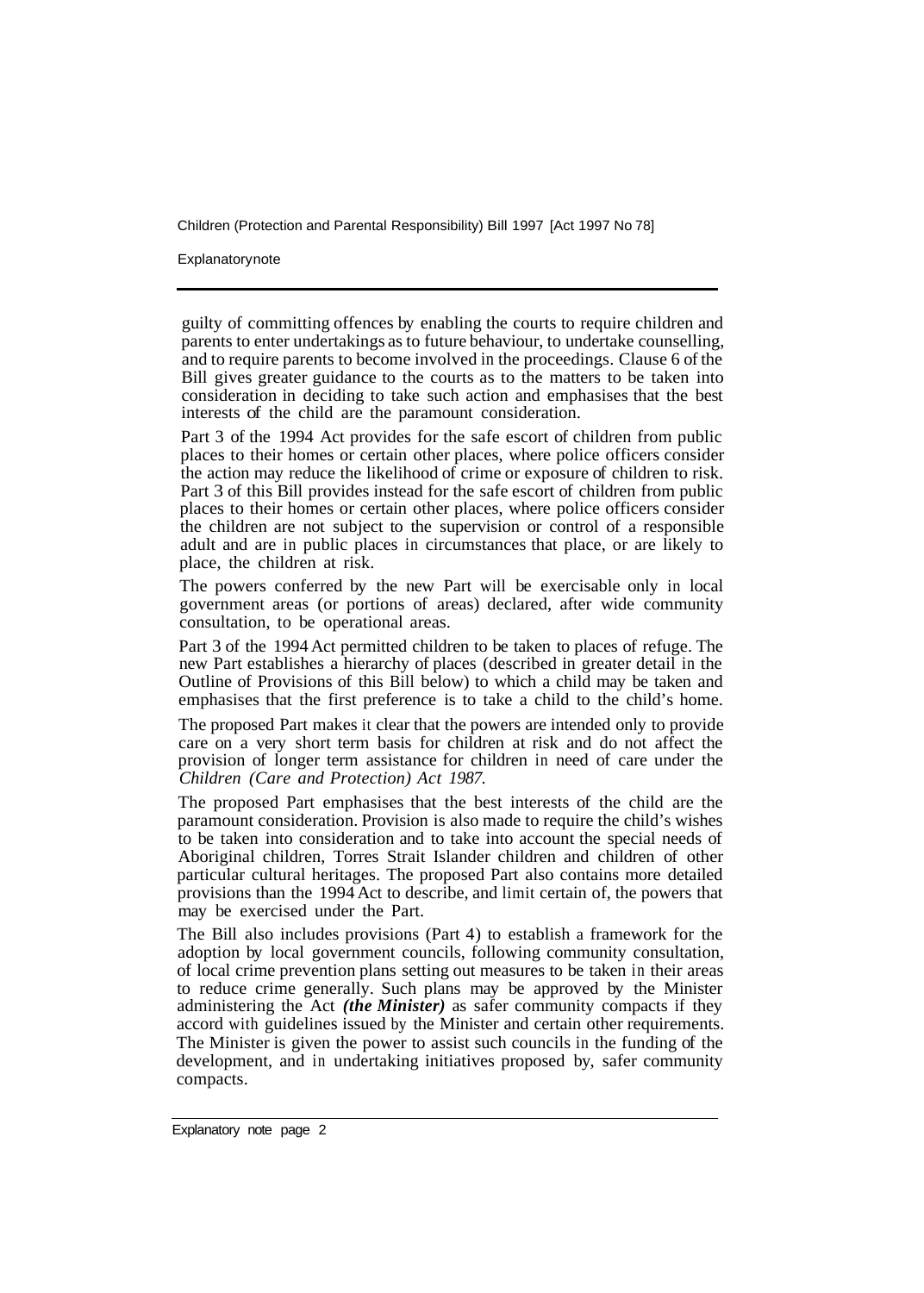guilty of committing offences by enabling the courts to require children and parents to enter undertakings as to future behaviour, to undertake counselling, and to require parents to become involved in the proceedings. Clause 6 of the Bill gives greater guidance to the courts as to the matters to be taken into consideration in deciding to take such action and emphasises that the best interests of the child are the paramount consideration.

Part 3 of the 1994 Act provides for the safe escort of children from public places to their homes or certain other places, where police officers consider the action may reduce the likelihood of crime or exposure of children to risk. Part 3 of this Bill provides instead for the safe escort of children from public places to their homes or certain other places, where police officers consider the children are not subject to the supervision or control of a responsible adult and are in public places in circumstances that place, or are likely to place, the children at risk.

The powers conferred by the new Part will be exercisable only in local government areas (or portions of areas) declared, after wide community consultation, to be operational areas.

Part 3 of the 1994 Act permitted children to be taken to places of refuge. The new Part establishes a hierarchy of places (described in greater detail in the Outline of Provisions of this Bill below) to which a child may be taken and emphasises that the first preference is to take a child to the child's home.

The proposed Part makes it clear that the powers are intended only to provide care on a very short term basis for children at risk and do not affect the provision of longer term assistance for children in need of care under the *Children (Care and Protection) Act 1987.*

The proposed Part emphasises that the best interests of the child are the paramount consideration. Provision is also made to require the child's wishes to be taken into consideration and to take into account the special needs of Aboriginal children, Torres Strait Islander children and children of other particular cultural heritages. The proposed Part also contains more detailed provisions than the 1994 Act to describe, and limit certain of, the powers that may be exercised under the Part.

The Bill also includes provisions (Part 4) to establish a framework for the adoption by local government councils, following community consultation, of local crime prevention plans setting out measures to be taken in their areas to reduce crime generally. Such plans may be approved by the Minister administering the Act ***(the Minister)*** as safer community compacts if they accord with guidelines issued by the Minister and certain other requirements. The Minister is given the power to assist such councils in the funding of the development, and in undertaking initiatives proposed by, safer community compacts.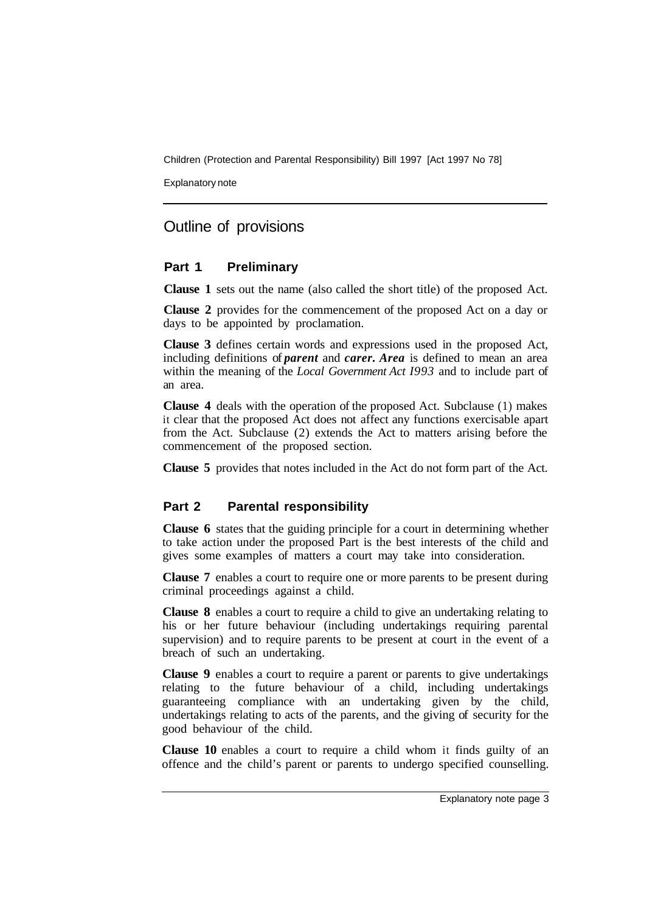## Outline of provisions

### Part 1 Preliminary

**Clause 1** sets out the name (also called the short title) of the proposed Act.

**Clause 2** provides for the commencement of the proposed Act on a day or days to be appointed by proclamation.

**Clause 3** defines certain words and expressions used in the proposed Act, including definitions of ***parent*** and ***carer***. ***Area*** is defined to mean an area within the meaning of the *Local Government Act I993* and to include part of an area.

**Clause 4** deals with the operation of the proposed Act. Subclause (1) makes it clear that the proposed Act does not affect any functions exercisable apart from the Act. Subclause (2) extends the Act to matters arising before the commencement of the proposed section.

**Clause 5** provides that notes included in the Act do not form part of the Act.

### Part 2 Parental responsibility

**Clause 6** states that the guiding principle for a court in determining whether to take action under the proposed Part is the best interests of the child and gives some examples of matters a court may take into consideration.

**Clause 7** enables a court to require one or more parents to be present during criminal proceedings against a child.

**Clause 8** enables a court to require a child to give an undertaking relating to his or her future behaviour (including undertakings requiring parental supervision) and to require parents to be present at court in the event of a breach of such an undertaking.

**Clause 9** enables a court to require a parent or parents to give undertakings relating to the future behaviour of a child, including undertakings guaranteeing compliance with an undertaking given by the child, undertakings relating to acts of the parents, and the giving of security for the good behaviour of the child.

**Clause 10** enables a court to require a child whom it finds guilty of an offence and the child's parent or parents to undergo specified counselling.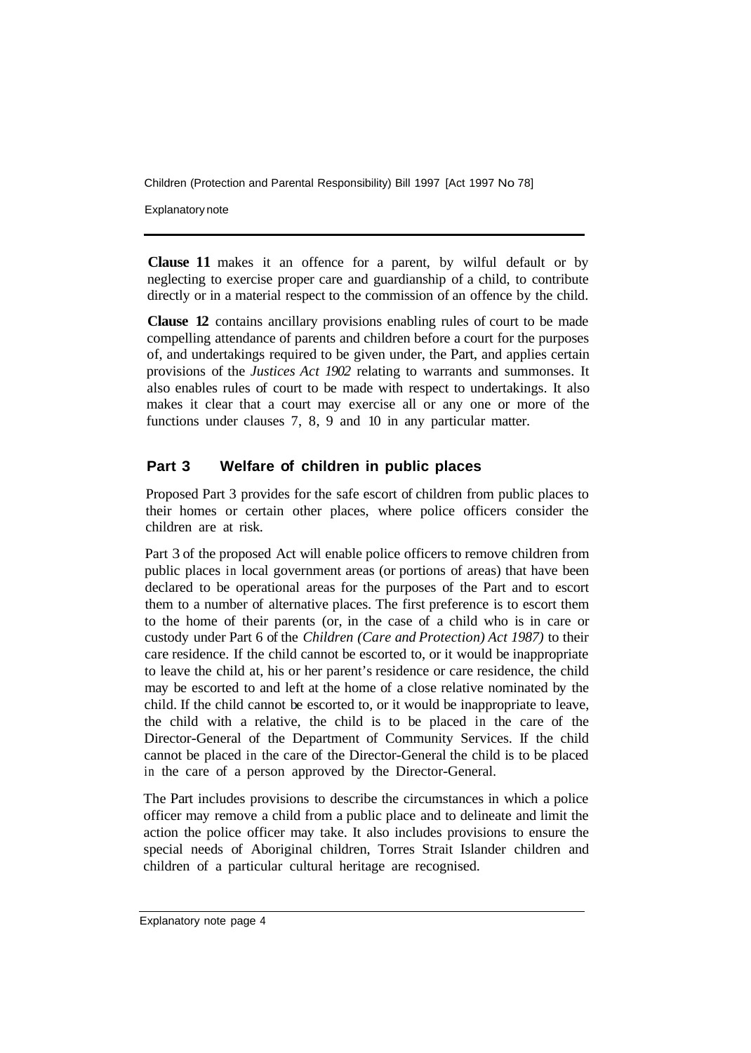**Clause 11** makes it an offence for a parent, by wilful default or by neglecting to exercise proper care and guardianship of a child, to contribute directly or in a material respect to the commission of an offence by the child.

**Clause 12** contains ancillary provisions enabling rules of court to be made compelling attendance of parents and children before a court for the purposes of, and undertakings required to be given under, the Part, and applies certain provisions of the *Justices Act 1902* relating to warrants and summonses. It also enables rules of court to be made with respect to undertakings. It also makes it clear that a court may exercise all or any one or more of the functions under clauses 7, 8, 9 and 10 in any particular matter.

## Part 3 Welfare of children in public places

Proposed Part 3 provides for the safe escort of children from public places to their homes or certain other places, where police officers consider the children are at risk.

Part 3 of the proposed Act will enable police officers to remove children from public places in local government areas (or portions of areas) that have been declared to be operational areas for the purposes of the Part and to escort them to a number of alternative places. The first preference is to escort them to the home of their parents (or, in the case of a child who is in care or custody under Part 6 of the *Children (Care and Protection) Act 1987)* to their care residence. If the child cannot be escorted to, or it would be inappropriate to leave the child at, his or her parent's residence or care residence, the child may be escorted to and left at the home of a close relative nominated by the child. If the child cannot be escorted to, or it would be inappropriate to leave, the child with a relative, the child is to be placed in the care of the Director-General of the Department of Community Services. If the child cannot be placed in the care of the Director-General the child is to be placed in the care of a person approved by the Director-General.

The Part includes provisions to describe the circumstances in which a police officer may remove a child from a public place and to delineate and limit the action the police officer may take. It also includes provisions to ensure the special needs of Aboriginal children, Torres Strait Islander children and children of a particular cultural heritage are recognised.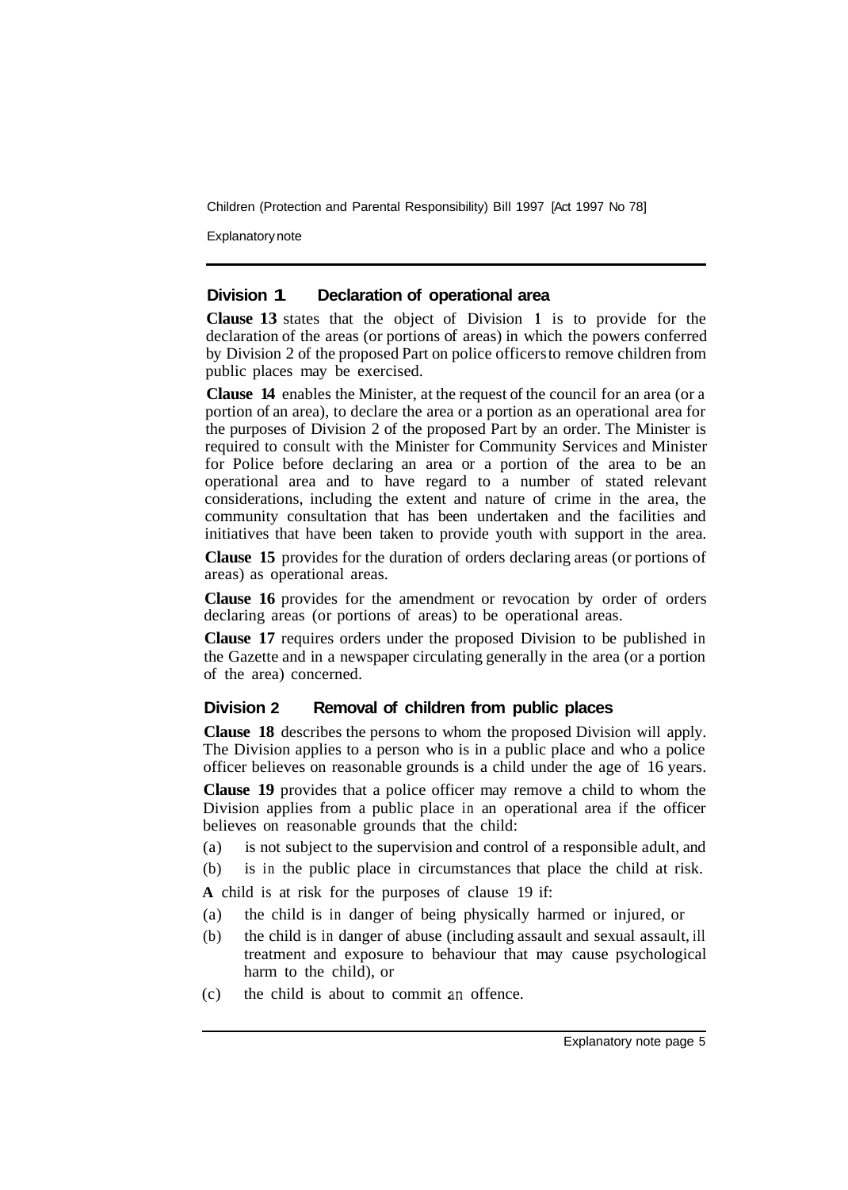### Division 1 Declaration of operational area

**Clause 13** states that the object of Division 1 is to provide for the declaration of the areas (or portions of areas) in which the powers conferred by Division 2 of the proposed Part on police officers to remove children from public places may be exercised.

**Clause 14** enables the Minister, at the request of the council for an area (or a portion of an area), to declare the area or a portion as an operational area for the purposes of Division 2 of the proposed Part by an order. The Minister is required to consult with the Minister for Community Services and Minister for Police before declaring an area or a portion of the area to be an operational area and to have regard to a number of stated relevant considerations, including the extent and nature of crime in the area, the community consultation that has been undertaken and the facilities and initiatives that have been taken to provide youth with support in the area.

**Clause 15** provides for the duration of orders declaring areas (or portions of areas) as operational areas.

**Clause 16** provides for the amendment or revocation by order of orders declaring areas (or portions of areas) to be operational areas.

**Clause 17** requires orders under the proposed Division to be published in the Gazette and in a newspaper circulating generally in the area (or a portion of the area) concerned.

### Division 2 Removal of children from public places

**Clause 18** describes the persons to whom the proposed Division will apply. The Division applies to a person who is in a public place and who a police officer believes on reasonable grounds is a child under the age of 16 years.

**Clause 19** provides that a police officer may remove a child to whom the Division applies from a public place in an operational area if the officer believes on reasonable grounds that the child:

(a) is not subject to the supervision and control of a responsible adult, and

(b) is in the public place in circumstances that place the child at risk.

**A** child is at risk for the purposes of clause 19 if:

(a) the child is in danger of being physically harmed or injured, or

(b) the child is in danger of abuse (including assault and sexual assault, ill treatment and exposure to behaviour that may cause psychological harm to the child), or

(c) the child is about to commit an offence.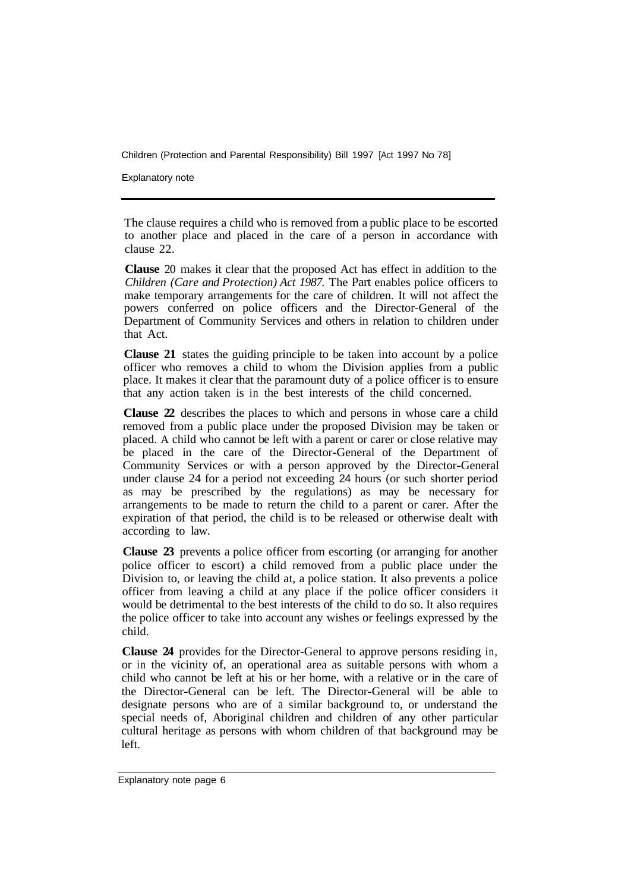The clause requires a child who is removed from a public place to be escorted to another place and placed in the care of a person in accordance with clause 22.

**Clause** 20 makes it clear that the proposed Act has effect in addition to the *Children (Care and Protection) Act 1987.* The Part enables police officers to make temporary arrangements for the care of children. It will not affect the powers conferred on police officers and the Director-General of the Department of Community Services and others in relation to children under that Act.

**Clause 21** states the guiding principle to be taken into account by a police officer who removes a child to whom the Division applies from a public place. It makes it clear that the paramount duty of a police officer is to ensure that any action taken is in the best interests of the child concerned.

**Clause 22** describes the places to which and persons in whose care a child removed from a public place under the proposed Division may be taken or placed. A child who cannot be left with a parent or carer or close relative may be placed in the care of the Director-General of the Department of Community Services or with a person approved by the Director-General under clause 24 for a period not exceeding 24 hours (or such shorter period as may be prescribed by the regulations) as may be necessary for arrangements to be made to return the child to a parent or carer. After the expiration of that period, the child is to be released or otherwise dealt with according to law.

**Clause 23** prevents a police officer from escorting (or arranging for another police officer to escort) a child removed from a public place under the Division to, or leaving the child at, a police station. It also prevents a police officer from leaving a child at any place if the police officer considers it would be detrimental to the best interests of the child to do so. It also requires the police officer to take into account any wishes or feelings expressed by the child.

**Clause 24** provides for the Director-General to approve persons residing in, or in the vicinity of, an operational area as suitable persons with whom a child who cannot be left at his or her home, with a relative or in the care of the Director-General can be left. The Director-General will be able to designate persons who are of a similar background to, or understand the special needs of, Aboriginal children and children of any other particular cultural heritage as persons with whom children of that background may be left.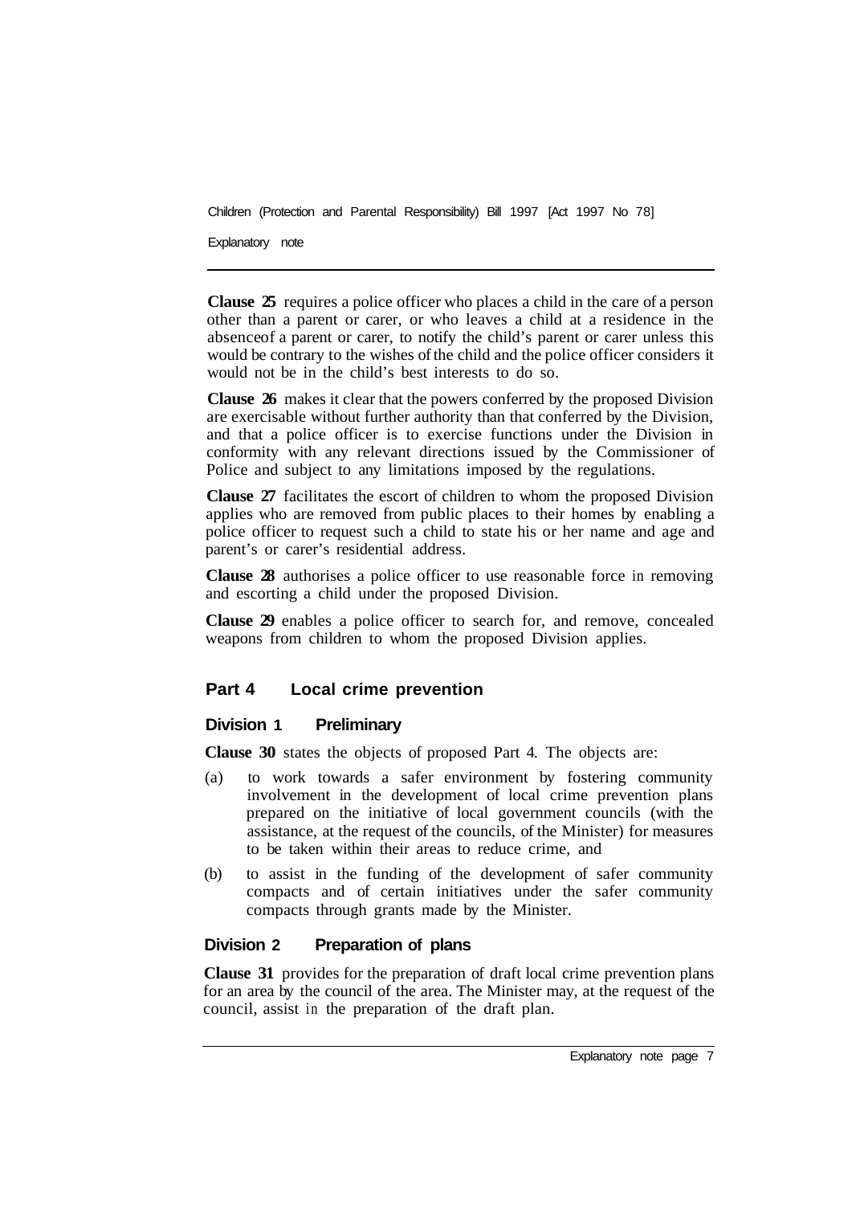**Clause 25** requires a police officer who places a child in the care of a person other than a parent or carer, or who leaves a child at a residence in the absence of a parent or carer, to notify the child's parent or carer unless this would be contrary to the wishes of the child and the police officer considers it would not be in the child's best interests to do so.

**Clause 26** makes it clear that the powers conferred by the proposed Division are exercisable without further authority than that conferred by the Division, and that a police officer is to exercise functions under the Division in conformity with any relevant directions issued by the Commissioner of Police and subject to any limitations imposed by the regulations.

**Clause 27** facilitates the escort of children to whom the proposed Division applies who are removed from public places to their homes by enabling a police officer to request such a child to state his or her name and age and parent's or carer's residential address.

**Clause 28** authorises a police officer to use reasonable force in removing and escorting a child under the proposed Division.

**Clause 29** enables a police officer to search for, and remove, concealed weapons from children to whom the proposed Division applies.

## Part 4 Local crime prevention

### Division 1 Preliminary

**Clause 30** states the objects of proposed Part 4. The objects are:

(a) to work towards a safer environment by fostering community involvement in the development of local crime prevention plans prepared on the initiative of local government councils (with the assistance, at the request of the councils, of the Minister) for measures to be taken within their areas to reduce crime, and

(b) to assist in the funding of the development of safer community compacts and of certain initiatives under the safer community compacts through grants made by the Minister.

### Division 2 Preparation of plans

**Clause 31** provides for the preparation of draft local crime prevention plans for an area by the council of the area. The Minister may, at the request of the council, assist in the preparation of the draft plan.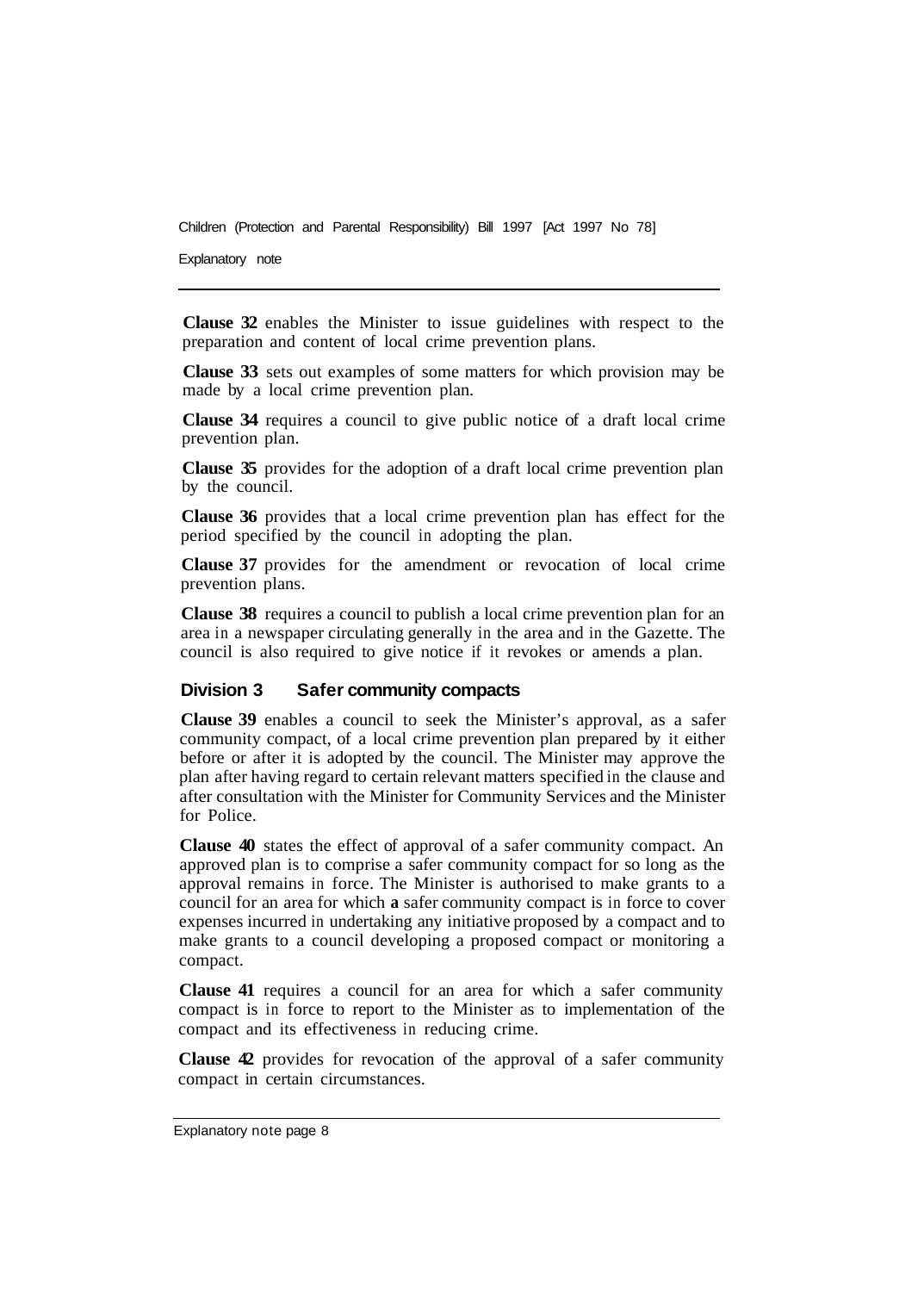**Clause 32** enables the Minister to issue guidelines with respect to the preparation and content of local crime prevention plans.

**Clause 33** sets out examples of some matters for which provision may be made by a local crime prevention plan.

**Clause 34** requires a council to give public notice of a draft local crime prevention plan.

**Clause 35** provides for the adoption of a draft local crime prevention plan by the council.

**Clause 36** provides that a local crime prevention plan has effect for the period specified by the council in adopting the plan.

**Clause 37** provides for the amendment or revocation of local crime prevention plans.

**Clause 38** requires a council to publish a local crime prevention plan for an area in a newspaper circulating generally in the area and in the Gazette. The council is also required to give notice if it revokes or amends a plan.

### Division 3 Safer community compacts

**Clause 39** enables a council to seek the Minister's approval, as a safer community compact, of a local crime prevention plan prepared by it either before or after it is adopted by the council. The Minister may approve the plan after having regard to certain relevant matters specified in the clause and after consultation with the Minister for Community Services and the Minister for Police.

**Clause 40** states the effect of approval of a safer community compact. An approved plan is to comprise a safer community compact for so long as the approval remains in force. The Minister is authorised to make grants to a council for an area for which **a** safer community compact is in force to cover expenses incurred in undertaking any initiative proposed by a compact and to make grants to a council developing a proposed compact or monitoring a compact.

**Clause 41** requires a council for an area for which a safer community compact is in force to report to the Minister as to implementation of the compact and its effectiveness in reducing crime.

**Clause 42** provides for revocation of the approval of a safer community compact in certain circumstances.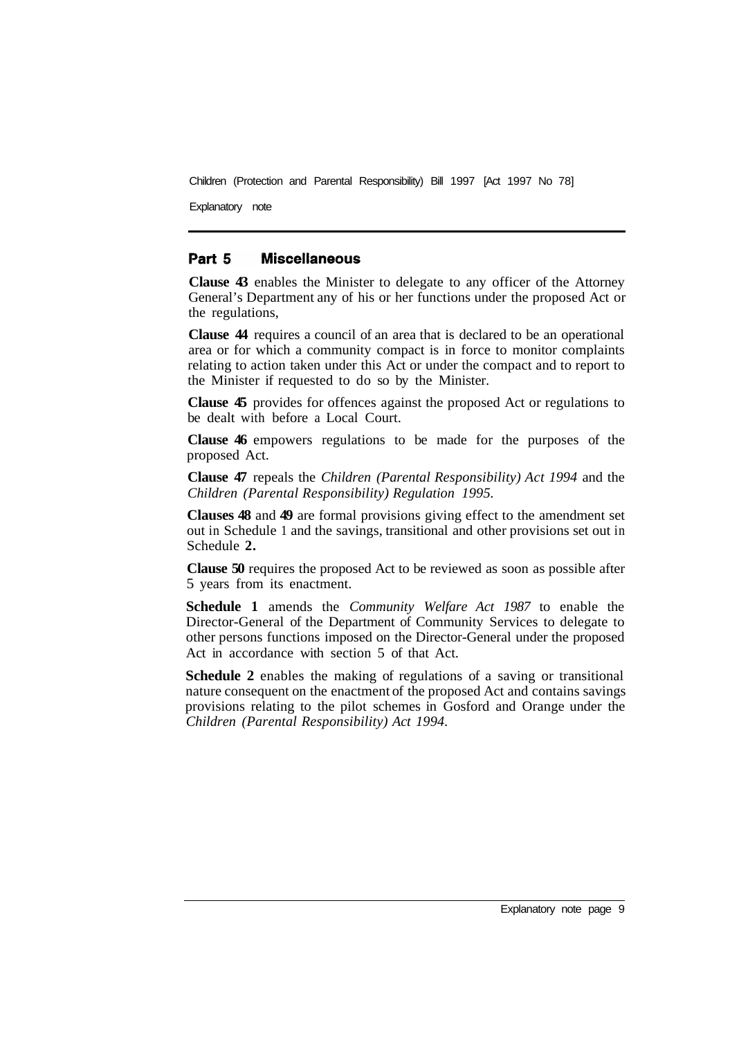## Part 5 Miscellaneous

**Clause 43** enables the Minister to delegate to any officer of the Attorney General's Department any of his or her functions under the proposed Act or the regulations,

**Clause 44** requires a council of an area that is declared to be an operational area or for which a community compact is in force to monitor complaints relating to action taken under this Act or under the compact and to report to the Minister if requested to do so by the Minister.

**Clause 45** provides for offences against the proposed Act or regulations to be dealt with before a Local Court.

**Clause 46** empowers regulations to be made for the purposes of the proposed Act.

**Clause 47** repeals the *Children (Parental Responsibility) Act 1994* and the *Children (Parental Responsibility) Regulation 1995.*

**Clauses 48** and **49** are formal provisions giving effect to the amendment set out in Schedule 1 and the savings, transitional and other provisions set out in Schedule **2.**

**Clause 50** requires the proposed Act to be reviewed as soon as possible after 5 years from its enactment.

**Schedule 1** amends the *Community Welfare Act 1987* to enable the Director-General of the Department of Community Services to delegate to other persons functions imposed on the Director-General under the proposed Act in accordance with section 5 of that Act.

**Schedule 2** enables the making of regulations of a saving or transitional nature consequent on the enactment of the proposed Act and contains savings provisions relating to the pilot schemes in Gosford and Orange under the *Children (Parental Responsibility) Act 1994.*